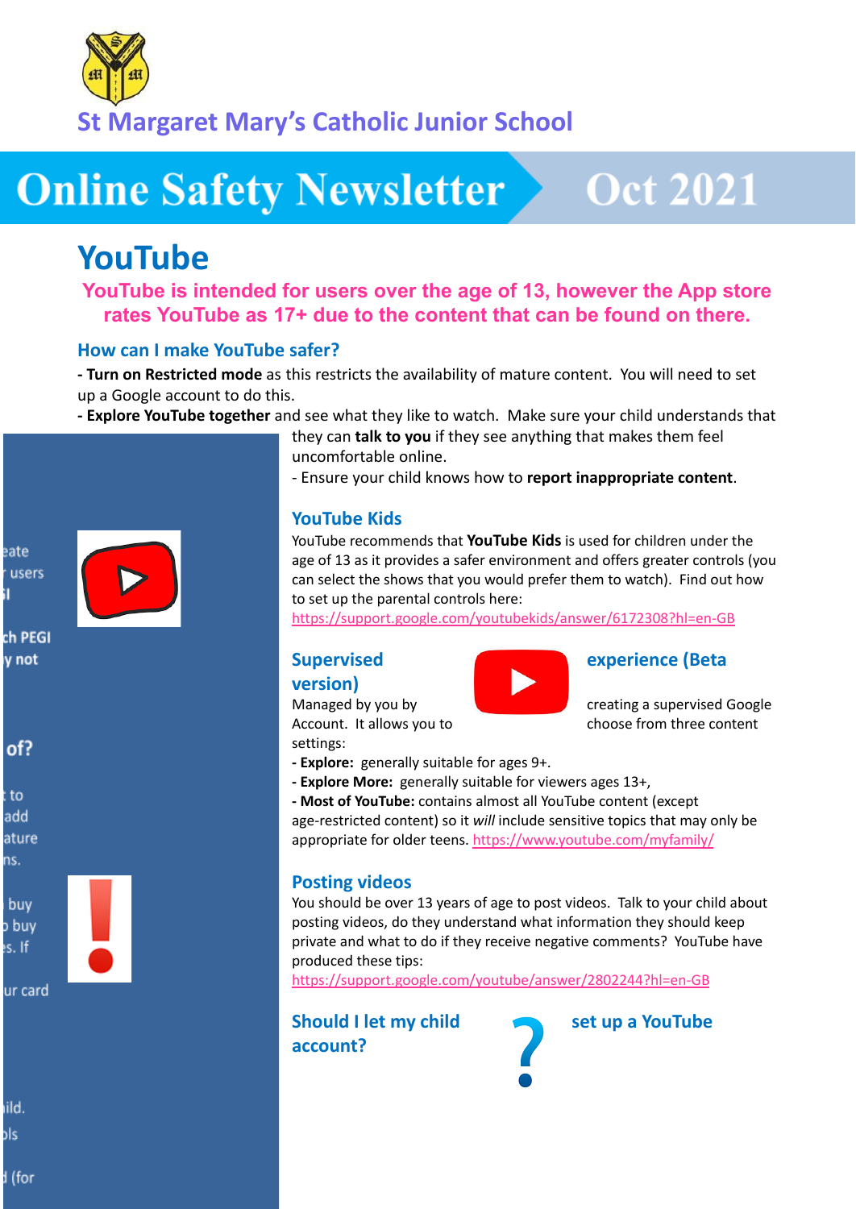St Margaret Mary's Catholic Junior School

# Online Safety Newsletter Oct 2021

## YouTube

**YouTube is intended for users over the age of 13, however the App store rates YouTube as 17+ due to the content that can be found on there.**

### How can I make YouTube safer?

**- Turn on Restricted mode** as this restricts the availability of mature content. You will need to set up a Google account to do this.

**- Explore YouTube together** and see what they like to watch. Make sure your child understands that they can **talk to you** if they see anything that makes them feel uncomfortable online.

- Ensure your child knows how to **report inappropriate content**.

### YouTube Kids

YouTube recommends that **YouTube Kids** is used for children under the age of 13 as it provides a safer environment and offers greater controls (you can select the shows that you would prefer them to watch). Find out how to set up the parental controls here: https://support.google.com/youtubekids/answer/6172308?hl=en-GB

### Supervised experience (Beta version)

Managed by you by creating a supervised Google Account. It allows you to choose from three content settings:

- **Explore:** generally suitable for ages 9+.
- **Explore More:** generally suitable for viewers ages 13+,
- **Most of YouTube:** contains almost all YouTube content (except age-restricted content) so it *will* include sensitive topics that may only be appropriate for older teens. https://www.youtube.com/myfamily/

### Posting videos

You should be over 13 years of age to post videos. Talk to your child about posting videos, do they understand what information they should keep private and what to do if they receive negative comments? YouTube have produced these tips: https://support.google.com/youtube/answer/2802244?hl=en-GB

### Should I let my child set up a YouTube account?

eate
users
I

ch PEGI
y not

of?

to
add
ature
ns.

buy
buy
s. If

ur card

ild.
ols

(for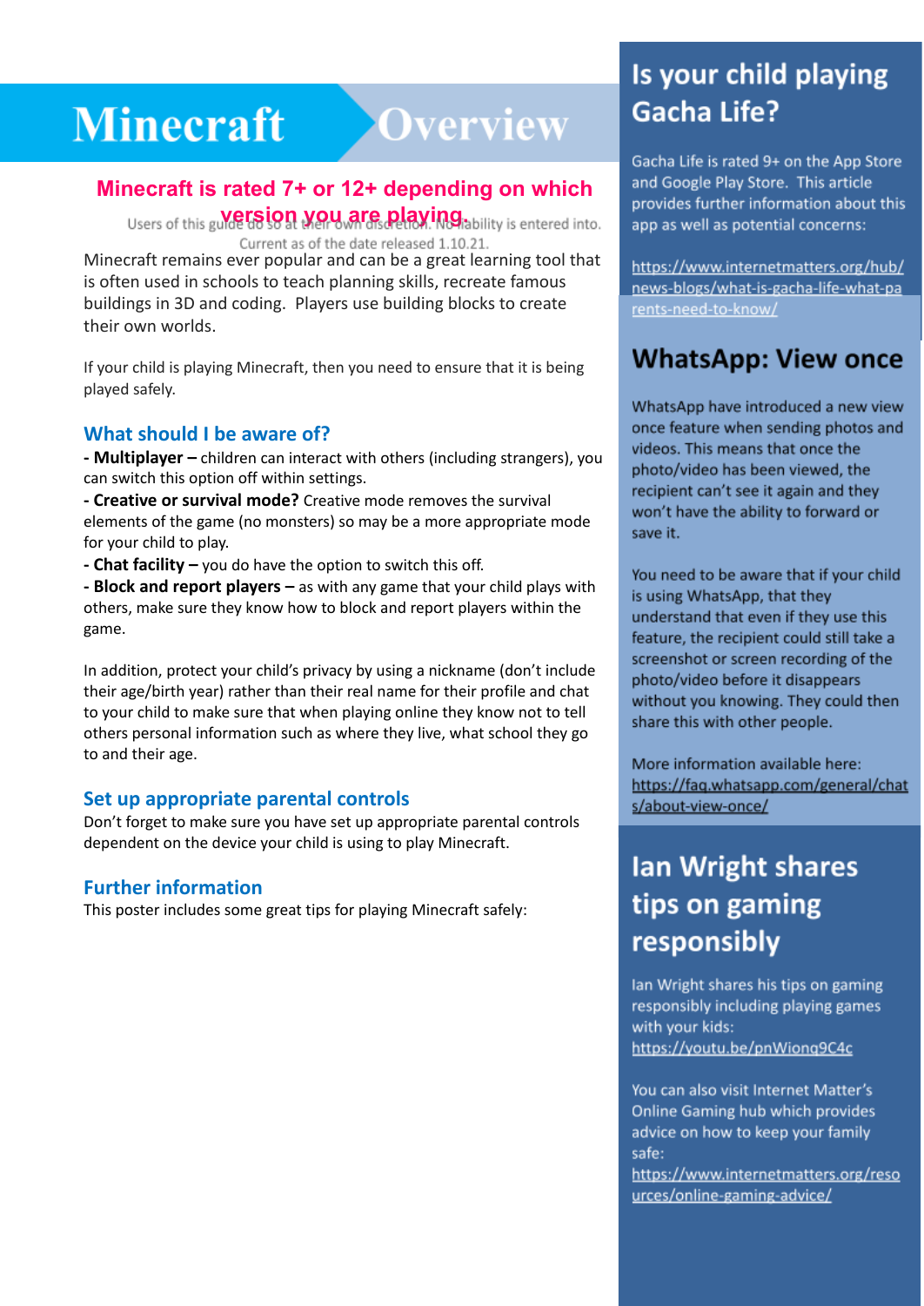# Minecraft Overview

**Minecraft is rated 7+ or 12+ depending on which version you are playing.**

Users of this guide do so at their own discretion. No liability is entered into. Current as of the date released 1.10.21.

Minecraft remains ever popular and can be a great learning tool that is often used in schools to teach planning skills, recreate famous buildings in 3D and coding. Players use building blocks to create their own worlds.

If your child is playing Minecraft, then you need to ensure that it is being played safely.

## What should I be aware of?

**- Multiplayer –** children can interact with others (including strangers), you can switch this option off within settings.

**- Creative or survival mode?** Creative mode removes the survival elements of the game (no monsters) so may be a more appropriate mode for your child to play.

**- Chat facility –** you do have the option to switch this off.

**- Block and report players –** as with any game that your child plays with others, make sure they know how to block and report players within the game.

In addition, protect your child's privacy by using a nickname (don't include their age/birth year) rather than their real name for their profile and chat to your child to make sure that when playing online they know not to tell others personal information such as where they live, what school they go to and their age.

## Set up appropriate parental controls

Don't forget to make sure you have set up appropriate parental controls dependent on the device your child is using to play Minecraft.

## Further information

This poster includes some great tips for playing Minecraft safely:

## Is your child playing Gacha Life?

Gacha Life is rated 9+ on the App Store and Google Play Store. This article provides further information about this app as well as potential concerns:

https://www.internetmatters.org/hub/news-blogs/what-is-gacha-life-what-parents-need-to-know/

## WhatsApp: View once

WhatsApp have introduced a new view once feature when sending photos and videos. This means that once the photo/video has been viewed, the recipient can't see it again and they won't have the ability to forward or save it.

You need to be aware that if your child is using WhatsApp, that they understand that even if they use this feature, the recipient could still take a screenshot or screen recording of the photo/video before it disappears without you knowing. They could then share this with other people.

More information available here:
https://faq.whatsapp.com/general/chats/about-view-once/

## Ian Wright shares tips on gaming responsibly

Ian Wright shares his tips on gaming responsibly including playing games with your kids:
https://youtu.be/pnWiong9C4c

You can also visit Internet Matter's Online Gaming hub which provides advice on how to keep your family safe:
https://www.internetmatters.org/resources/online-gaming-advice/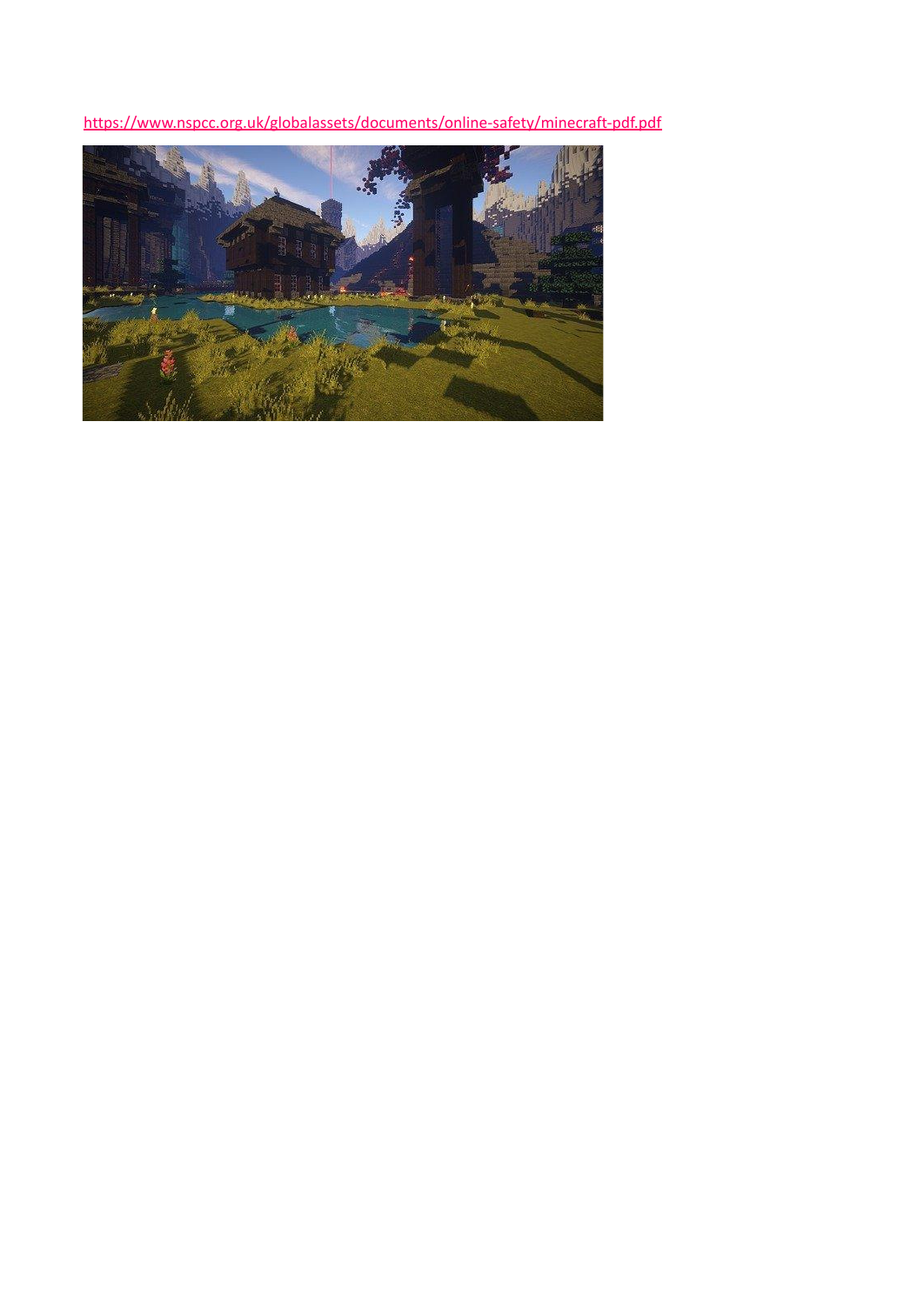https://www.nspcc.org.uk/globalassets/documents/online-safety/minecraft-pdf.pdf